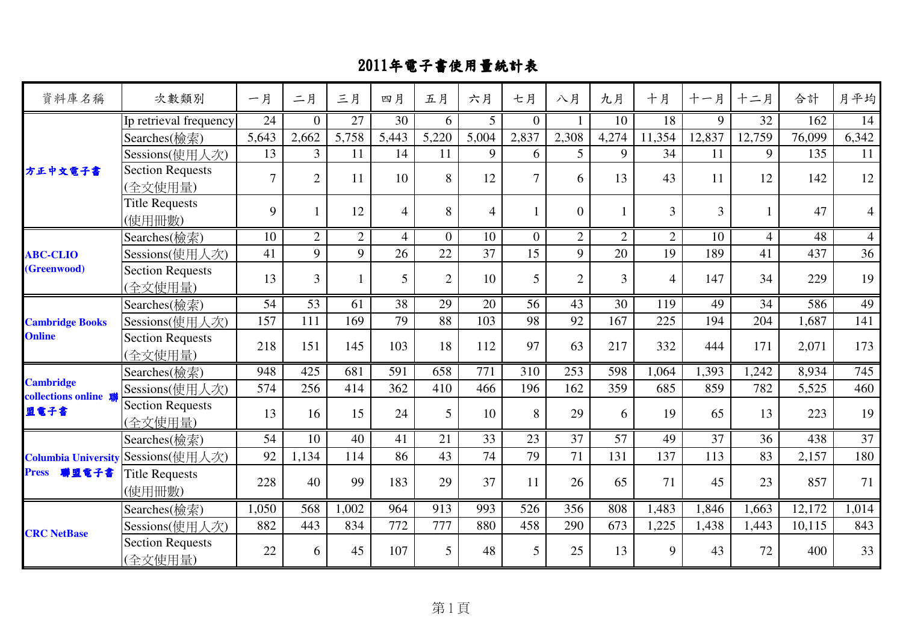# 2011年電子書使用量統計表

| 資料庫名稱 | 次數類別 | 一月 | 二月 | 三月 | 四月 | 五月 | 六月 | 七月 | 八月 | 九月 | 十月 | 十一月 | 十二月 | 合計 | 月平均 |
|---|---|---|---|---|---|---|---|---|---|---|---|---|---|---|---|
| 方正中文電子書 | Ip retrieval frequency | 24 | 0 | 27 | 30 | 6 | 5 | 0 | 1 | 10 | 18 | 9 | 32 | 162 | 14 |
| | Searches(檢索) | 5,643 | 2,662 | 5,758 | 5,443 | 5,220 | 5,004 | 2,837 | 2,308 | 4,274 | 11,354 | 12,837 | 12,759 | 76,099 | 6,342 |
| | Sessions(使用人次) | 13 | 3 | 11 | 14 | 11 | 9 | 6 | 5 | 9 | 34 | 11 | 9 | 135 | 11 |
| | Section Requests (全文使用量) | 7 | 2 | 11 | 10 | 8 | 12 | 7 | 6 | 13 | 43 | 11 | 12 | 142 | 12 |
| | Title Requests (使用冊數) | 9 | 1 | 12 | 4 | 8 | 4 | 1 | 0 | 1 | 3 | 3 | 1 | 47 | 4 |
| ABC-CLIO (Greenwood) | Searches(檢索) | 10 | 2 | 2 | 4 | 0 | 10 | 0 | 2 | 2 | 2 | 10 | 4 | 48 | 4 |
| | Sessions(使用人次) | 41 | 9 | 9 | 26 | 22 | 37 | 15 | 9 | 20 | 19 | 189 | 41 | 437 | 36 |
| | Section Requests (全文使用量) | 13 | 3 | 1 | 5 | 2 | 10 | 5 | 2 | 3 | 4 | 147 | 34 | 229 | 19 |
| Cambridge Books Online | Searches(檢索) | 54 | 53 | 61 | 38 | 29 | 20 | 56 | 43 | 30 | 119 | 49 | 34 | 586 | 49 |
| | Sessions(使用人次) | 157 | 111 | 169 | 79 | 88 | 103 | 98 | 92 | 167 | 225 | 194 | 204 | 1,687 | 141 |
| | Section Requests (全文使用量) | 218 | 151 | 145 | 103 | 18 | 112 | 97 | 63 | 217 | 332 | 444 | 171 | 2,071 | 173 |
| Cambridge collections online 聯盟電子書 | Searches(檢索) | 948 | 425 | 681 | 591 | 658 | 771 | 310 | 253 | 598 | 1,064 | 1,393 | 1,242 | 8,934 | 745 |
| | Sessions(使用人次) | 574 | 256 | 414 | 362 | 410 | 466 | 196 | 162 | 359 | 685 | 859 | 782 | 5,525 | 460 |
| | Section Requests (全文使用量) | 13 | 16 | 15 | 24 | 5 | 10 | 8 | 29 | 6 | 19 | 65 | 13 | 223 | 19 |
| Columbia University Press 聯盟電子書 | Searches(檢索) | 54 | 10 | 40 | 41 | 21 | 33 | 23 | 37 | 57 | 49 | 37 | 36 | 438 | 37 |
| | Sessions(使用人次) | 92 | 1,134 | 114 | 86 | 43 | 74 | 79 | 71 | 131 | 137 | 113 | 83 | 2,157 | 180 |
| | Title Requests (使用冊數) | 228 | 40 | 99 | 183 | 29 | 37 | 11 | 26 | 65 | 71 | 45 | 23 | 857 | 71 |
| CRC NetBase | Searches(檢索) | 1,050 | 568 | 1,002 | 964 | 913 | 993 | 526 | 356 | 808 | 1,483 | 1,846 | 1,663 | 12,172 | 1,014 |
| | Sessions(使用人次) | 882 | 443 | 834 | 772 | 777 | 880 | 458 | 290 | 673 | 1,225 | 1,438 | 1,443 | 10,115 | 843 |
| | Section Requests (全文使用量) | 22 | 6 | 45 | 107 | 5 | 48 | 5 | 25 | 13 | 9 | 43 | 72 | 400 | 33 |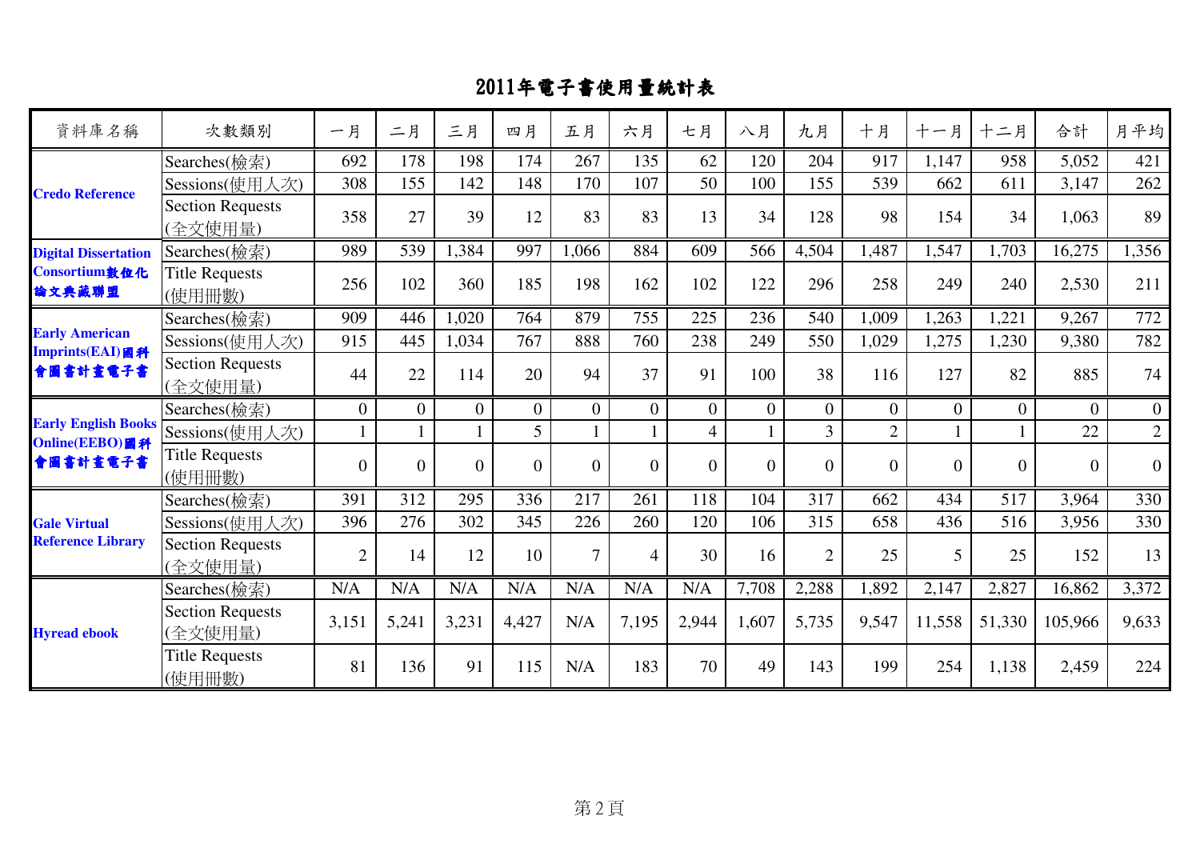# 2011年電子書使用量統計表

| 資料庫名稱 | 次數類別 | 一月 | 二月 | 三月 | 四月 | 五月 | 六月 | 七月 | 八月 | 九月 | 十月 | 十一月 | 十二月 | 合計 | 月平均 |
|---|---|---|---|---|---|---|---|---|---|---|---|---|---|---|---|
| **Credo Reference** | Searches(檢索) | 692 | 178 | 198 | 174 | 267 | 135 | 62 | 120 | 204 | 917 | 1,147 | 958 | 5,052 | 421 |
| | Sessions(使用人次) | 308 | 155 | 142 | 148 | 170 | 107 | 50 | 100 | 155 | 539 | 662 | 611 | 3,147 | 262 |
| | Section Requests (全文使用量) | 358 | 27 | 39 | 12 | 83 | 83 | 13 | 34 | 128 | 98 | 154 | 34 | 1,063 | 89 |
| **Digital Dissertation Consortium數位化論文典藏聯盟** | Searches(檢索) | 989 | 539 | 1,384 | 997 | 1,066 | 884 | 609 | 566 | 4,504 | 1,487 | 1,547 | 1,703 | 16,275 | 1,356 |
| | Title Requests (使用冊數) | 256 | 102 | 360 | 185 | 198 | 162 | 102 | 122 | 296 | 258 | 249 | 240 | 2,530 | 211 |
| **Early American Imprints(EAI)國科會圖書計畫電子書** | Searches(檢索) | 909 | 446 | 1,020 | 764 | 879 | 755 | 225 | 236 | 540 | 1,009 | 1,263 | 1,221 | 9,267 | 772 |
| | Sessions(使用人次) | 915 | 445 | 1,034 | 767 | 888 | 760 | 238 | 249 | 550 | 1,029 | 1,275 | 1,230 | 9,380 | 782 |
| | Section Requests (全文使用量) | 44 | 22 | 114 | 20 | 94 | 37 | 91 | 100 | 38 | 116 | 127 | 82 | 885 | 74 |
| **Early English Books Online(EEBO)國科會圖書計畫電子書** | Searches(檢索) | 0 | 0 | 0 | 0 | 0 | 0 | 0 | 0 | 0 | 0 | 0 | 0 | 0 | 0 |
| | Sessions(使用人次) | 1 | 1 | 1 | 5 | 1 | 1 | 4 | 1 | 3 | 2 | 1 | 1 | 22 | 2 |
| | Title Requests (使用冊數) | 0 | 0 | 0 | 0 | 0 | 0 | 0 | 0 | 0 | 0 | 0 | 0 | 0 | 0 |
| **Gale Virtual Reference Library** | Searches(檢索) | 391 | 312 | 295 | 336 | 217 | 261 | 118 | 104 | 317 | 662 | 434 | 517 | 3,964 | 330 |
| | Sessions(使用人次) | 396 | 276 | 302 | 345 | 226 | 260 | 120 | 106 | 315 | 658 | 436 | 516 | 3,956 | 330 |
| | Section Requests (全文使用量) | 2 | 14 | 12 | 10 | 7 | 4 | 30 | 16 | 2 | 25 | 5 | 25 | 152 | 13 |
| **Hyread ebook** | Searches(檢索) | N/A | N/A | N/A | N/A | N/A | N/A | N/A | 7,708 | 2,288 | 1,892 | 2,147 | 2,827 | 16,862 | 3,372 |
| | Section Requests (全文使用量) | 3,151 | 5,241 | 3,231 | 4,427 | N/A | 7,195 | 2,944 | 1,607 | 5,735 | 9,547 | 11,558 | 51,330 | 105,966 | 9,633 |
| | Title Requests (使用冊數) | 81 | 136 | 91 | 115 | N/A | 183 | 70 | 49 | 143 | 199 | 254 | 1,138 | 2,459 | 224 |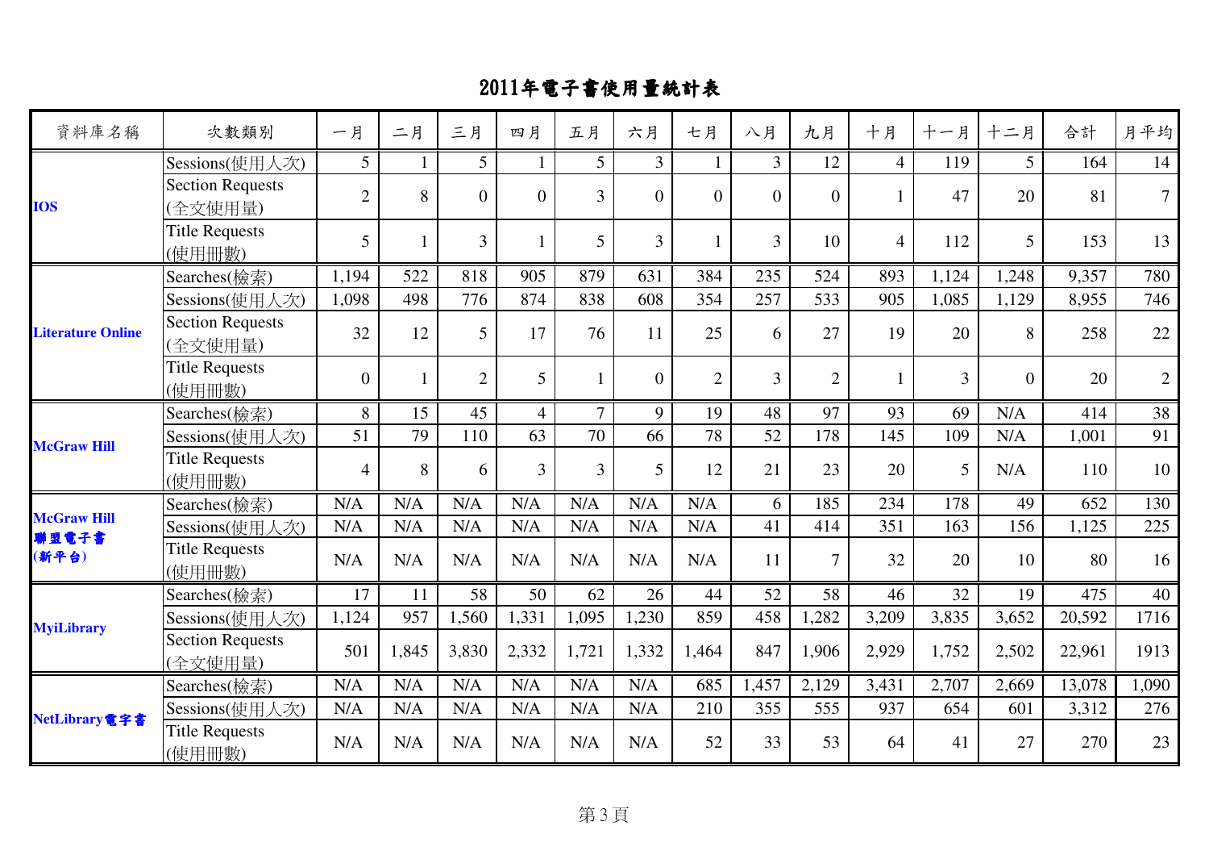# 2011年電子書使用量統計表

| 資料庫名稱 | 次數類別 | 一月 | 二月 | 三月 | 四月 | 五月 | 六月 | 七月 | 八月 | 九月 | 十月 | 十一月 | 十二月 | 合計 | 月平均 |
|---|---|---|---|---|---|---|---|---|---|---|---|---|---|---|---|
| IOS | Sessions(使用人次) | 5 | 1 | 5 | 1 | 5 | 3 | 1 | 3 | 12 | 4 | 119 | 5 | 164 | 14 |
| | Section Requests (全文使用量) | 2 | 8 | 0 | 0 | 3 | 0 | 0 | 0 | 0 | 1 | 47 | 20 | 81 | 7 |
| | Title Requests (使用冊數) | 5 | 1 | 3 | 1 | 5 | 3 | 1 | 3 | 10 | 4 | 112 | 5 | 153 | 13 |
| Literature Online | Searches(檢索) | 1,194 | 522 | 818 | 905 | 879 | 631 | 384 | 235 | 524 | 893 | 1,124 | 1,248 | 9,357 | 780 |
| | Sessions(使用人次) | 1,098 | 498 | 776 | 874 | 838 | 608 | 354 | 257 | 533 | 905 | 1,085 | 1,129 | 8,955 | 746 |
| | Section Requests (全文使用量) | 32 | 12 | 5 | 17 | 76 | 11 | 25 | 6 | 27 | 19 | 20 | 8 | 258 | 22 |
| | Title Requests (使用冊數) | 0 | 1 | 2 | 5 | 1 | 0 | 2 | 3 | 2 | 1 | 3 | 0 | 20 | 2 |
| McGraw Hill | Searches(檢索) | 8 | 15 | 45 | 4 | 7 | 9 | 19 | 48 | 97 | 93 | 69 | N/A | 414 | 38 |
| | Sessions(使用人次) | 51 | 79 | 110 | 63 | 70 | 66 | 78 | 52 | 178 | 145 | 109 | N/A | 1,001 | 91 |
| | Title Requests (使用冊數) | 4 | 8 | 6 | 3 | 3 | 5 | 12 | 21 | 23 | 20 | 5 | N/A | 110 | 10 |
| McGraw Hill 聯盟電子書 (新平台) | Searches(檢索) | N/A | N/A | N/A | N/A | N/A | N/A | N/A | 6 | 185 | 234 | 178 | 49 | 652 | 130 |
| | Sessions(使用人次) | N/A | N/A | N/A | N/A | N/A | N/A | N/A | 41 | 414 | 351 | 163 | 156 | 1,125 | 225 |
| | Title Requests (使用冊數) | N/A | N/A | N/A | N/A | N/A | N/A | N/A | 11 | 7 | 32 | 20 | 10 | 80 | 16 |
| MyiLibrary | Searches(檢索) | 17 | 11 | 58 | 50 | 62 | 26 | 44 | 52 | 58 | 46 | 32 | 19 | 475 | 40 |
| | Sessions(使用人次) | 1,124 | 957 | 1,560 | 1,331 | 1,095 | 1,230 | 859 | 458 | 1,282 | 3,209 | 3,835 | 3,652 | 20,592 | 1716 |
| | Section Requests (全文使用量) | 501 | 1,845 | 3,830 | 2,332 | 1,721 | 1,332 | 1,464 | 847 | 1,906 | 2,929 | 1,752 | 2,502 | 22,961 | 1913 |
| NetLibrary電子書 | Searches(檢索) | N/A | N/A | N/A | N/A | N/A | N/A | 685 | 1,457 | 2,129 | 3,431 | 2,707 | 2,669 | 13,078 | 1,090 |
| | Sessions(使用人次) | N/A | N/A | N/A | N/A | N/A | N/A | 210 | 355 | 555 | 937 | 654 | 601 | 3,312 | 276 |
| | Title Requests (使用冊數) | N/A | N/A | N/A | N/A | N/A | N/A | 52 | 33 | 53 | 64 | 41 | 27 | 270 | 23 |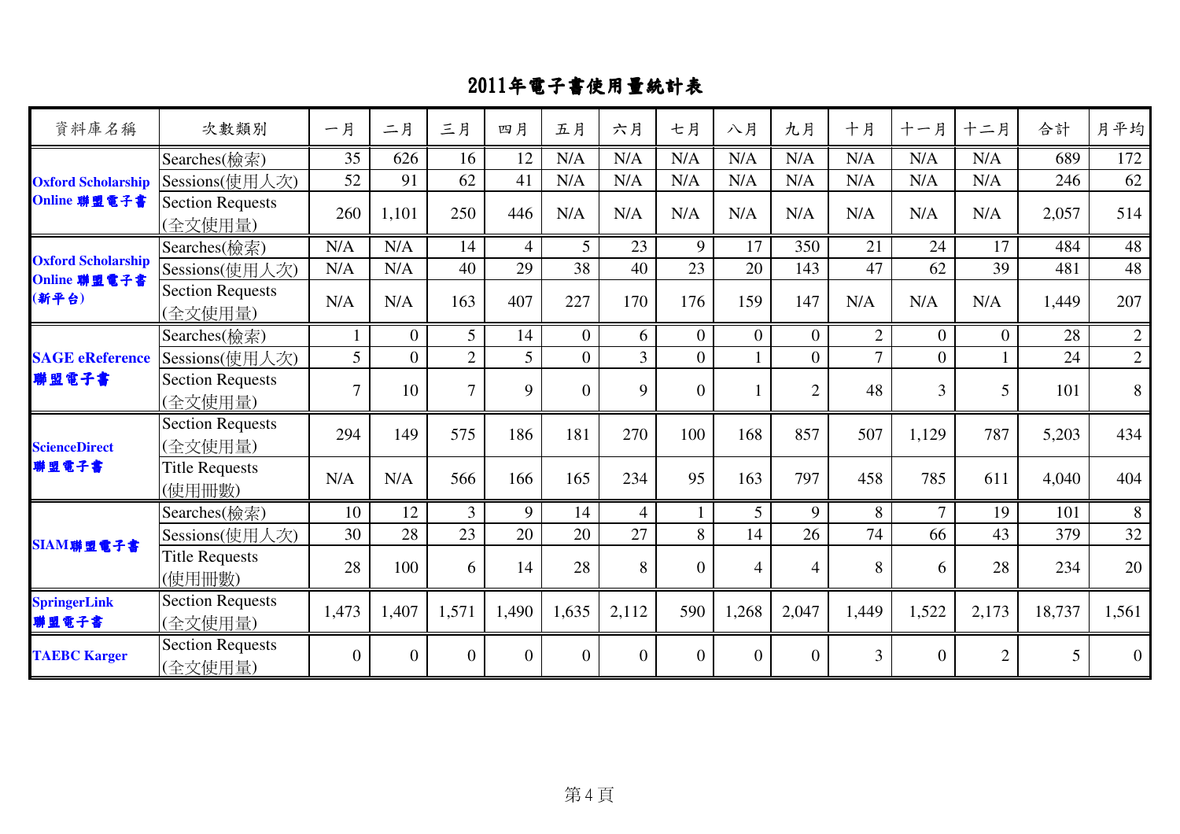# 2011年電子書使用量統計表

| 資料庫名稱 | 次數類別 | 一月 | 二月 | 三月 | 四月 | 五月 | 六月 | 七月 | 八月 | 九月 | 十月 | 十一月 | 十二月 | 合計 | 月平均 |
|---|---|---|---|---|---|---|---|---|---|---|---|---|---|---|---|
| **Oxford Scholarship Online 聯盟電子書** | Searches(檢索) | 35 | 626 | 16 | 12 | N/A | N/A | N/A | N/A | N/A | N/A | N/A | N/A | 689 | 172 |
| | Sessions(使用人次) | 52 | 91 | 62 | 41 | N/A | N/A | N/A | N/A | N/A | N/A | N/A | N/A | 246 | 62 |
| | Section Requests (全文使用量) | 260 | 1,101 | 250 | 446 | N/A | N/A | N/A | N/A | N/A | N/A | N/A | N/A | 2,057 | 514 |
| **Oxford Scholarship Online 聯盟電子書 (新平台)** | Searches(檢索) | N/A | N/A | 14 | 4 | 5 | 23 | 9 | 17 | 350 | 21 | 24 | 17 | 484 | 48 |
| | Sessions(使用人次) | N/A | N/A | 40 | 29 | 38 | 40 | 23 | 20 | 143 | 47 | 62 | 39 | 481 | 48 |
| | Section Requests (全文使用量) | N/A | N/A | 163 | 407 | 227 | 170 | 176 | 159 | 147 | N/A | N/A | N/A | 1,449 | 207 |
| **SAGE eReference 聯盟電子書** | Searches(檢索) | 1 | 0 | 5 | 14 | 0 | 6 | 0 | 0 | 0 | 2 | 0 | 0 | 28 | 2 |
| | Sessions(使用人次) | 5 | 0 | 2 | 5 | 0 | 3 | 0 | 1 | 0 | 7 | 0 | 1 | 24 | 2 |
| | Section Requests (全文使用量) | 7 | 10 | 7 | 9 | 0 | 9 | 0 | 1 | 2 | 48 | 3 | 5 | 101 | 8 |
| **ScienceDirect 聯盟電子書** | Section Requests (全文使用量) | 294 | 149 | 575 | 186 | 181 | 270 | 100 | 168 | 857 | 507 | 1,129 | 787 | 5,203 | 434 |
| | Title Requests (使用冊數) | N/A | N/A | 566 | 166 | 165 | 234 | 95 | 163 | 797 | 458 | 785 | 611 | 4,040 | 404 |
| **SIAM聯盟電子書** | Searches(檢索) | 10 | 12 | 3 | 9 | 14 | 4 | 1 | 5 | 9 | 8 | 7 | 19 | 101 | 8 |
| | Sessions(使用人次) | 30 | 28 | 23 | 20 | 20 | 27 | 8 | 14 | 26 | 74 | 66 | 43 | 379 | 32 |
| | Title Requests (使用冊數) | 28 | 100 | 6 | 14 | 28 | 8 | 0 | 4 | 4 | 8 | 6 | 28 | 234 | 20 |
| **SpringerLink 聯盟電子書** | Section Requests (全文使用量) | 1,473 | 1,407 | 1,571 | 1,490 | 1,635 | 2,112 | 590 | 1,268 | 2,047 | 1,449 | 1,522 | 2,173 | 18,737 | 1,561 |
| **TAEBC Karger** | Section Requests (全文使用量) | 0 | 0 | 0 | 0 | 0 | 0 | 0 | 0 | 0 | 3 | 0 | 2 | 5 | 0 |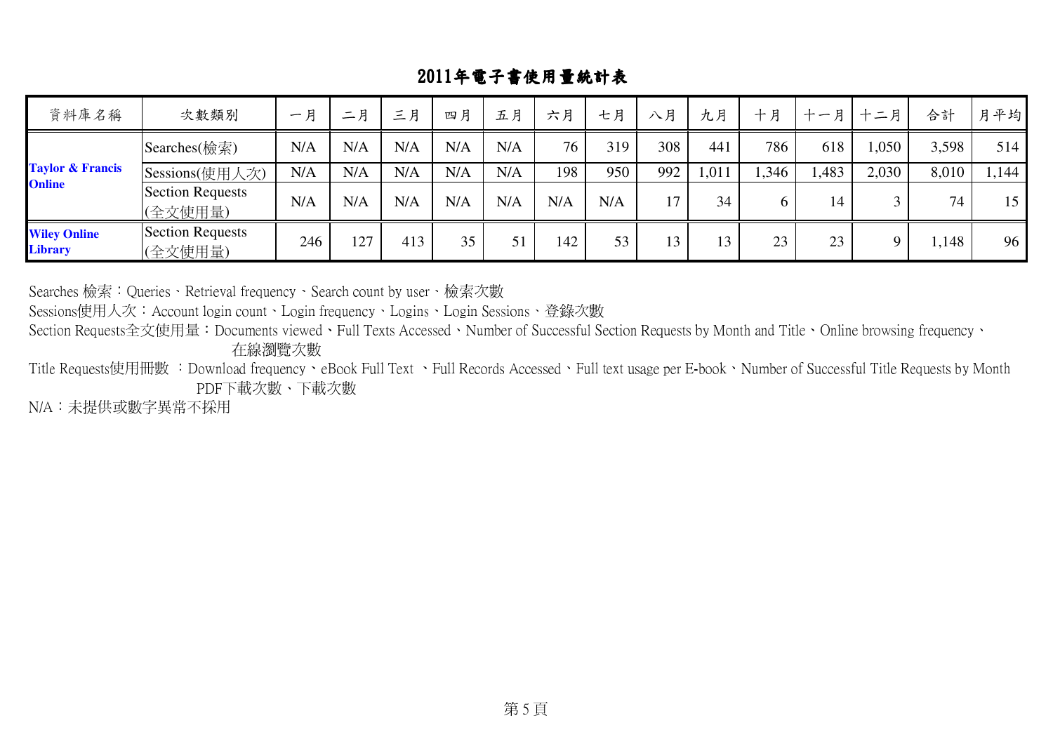# 2011年電子書使用量統計表

| 資料庫名稱 | 次數類別 | 一月 | 二月 | 三月 | 四月 | 五月 | 六月 | 七月 | 八月 | 九月 | 十月 | 十一月 | 十二月 | 合計 | 月平均 |
|---|---|---|---|---|---|---|---|---|---|---|---|---|---|---|---|
| **Taylor & Francis Online** | Searches(檢索) | N/A | N/A | N/A | N/A | N/A | 76 | 319 | 308 | 441 | 786 | 618 | 1,050 | 3,598 | 514 |
| | Sessions(使用人次) | N/A | N/A | N/A | N/A | N/A | 198 | 950 | 992 | 1,011 | 1,346 | 1,483 | 2,030 | 8,010 | 1,144 |
| | Section Requests (全文使用量) | N/A | N/A | N/A | N/A | N/A | N/A | N/A | 17 | 34 | 6 | 14 | 3 | 74 | 15 |
| **Wiley Online Library** | Section Requests (全文使用量) | 246 | 127 | 413 | 35 | 51 | 142 | 53 | 13 | 13 | 23 | 23 | 9 | 1,148 | 96 |

Searches 檢索：Queries、Retrieval frequency、Search count by user、檢索次數

Sessions使用人次：Account login count、Login frequency、Logins、Login Sessions、登錄次數

Section Requests全文使用量：Documents viewed、Full Texts Accessed、Number of Successful Section Requests by Month and Title、Online browsing frequency、在線瀏覽次數

Title Requests使用冊數 ：Download frequency、eBook Full Text 、Full Records Accessed、Full text usage per E-book、Number of Successful Title Requests by Month PDF下載次數、下載次數

N/A：未提供或數字異常不採用